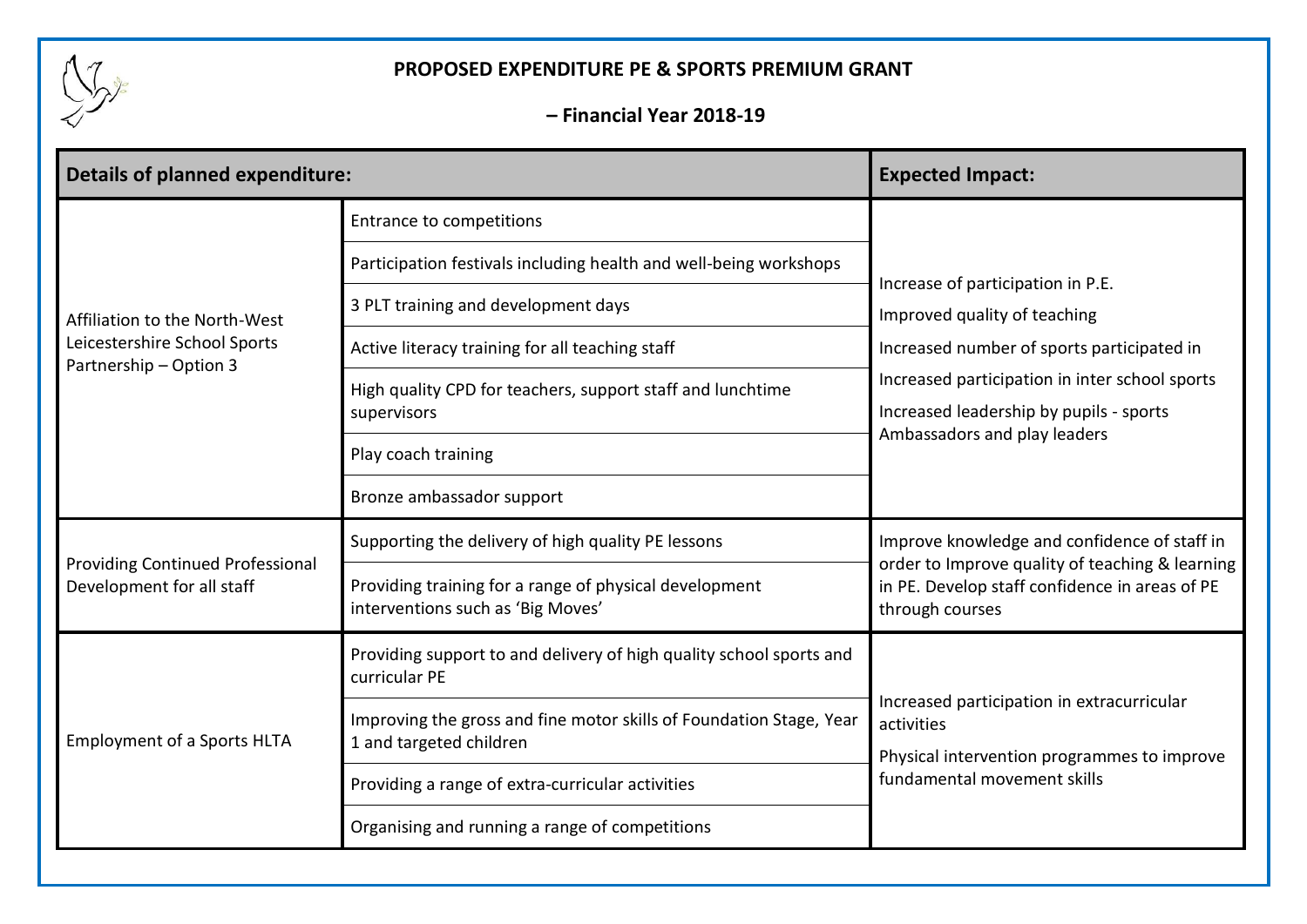# PROPOSED EXPENDITURE PE & SPORTS PREMIUM GRANT

## – Financial Year 2018-19

| Details of planned expenditure: | | Expected Impact: |
|---|---|---|
| Affiliation to the North-West Leicestershire School Sports Partnership – Option 3 | Entrance to competitions | Increase of participation in P.E.<br>Improved quality of teaching<br>Increased number of sports participated in<br>Increased participation in inter school sports<br>Increased leadership by pupils - sports Ambassadors and play leaders |
| | Participation festivals including health and well-being workshops | |
| | 3 PLT training and development days | |
| | Active literacy training for all teaching staff | |
| | High quality CPD for teachers, support staff and lunchtime supervisors | |
| | Play coach training | |
| | Bronze ambassador support | |
| Providing Continued Professional Development for all staff | Supporting the delivery of high quality PE lessons | Improve knowledge and confidence of staff in order to Improve quality of teaching & learning in PE. Develop staff confidence in areas of PE through courses |
| | Providing training for a range of physical development interventions such as 'Big Moves' | |
| Employment of a Sports HLTA | Providing support to and delivery of high quality school sports and curricular PE | Increased participation in extracurricular activities<br>Physical intervention programmes to improve fundamental movement skills |
| | Improving the gross and fine motor skills of Foundation Stage, Year 1 and targeted children | |
| | Providing a range of extra-curricular activities | |
| | Organising and running a range of competitions | |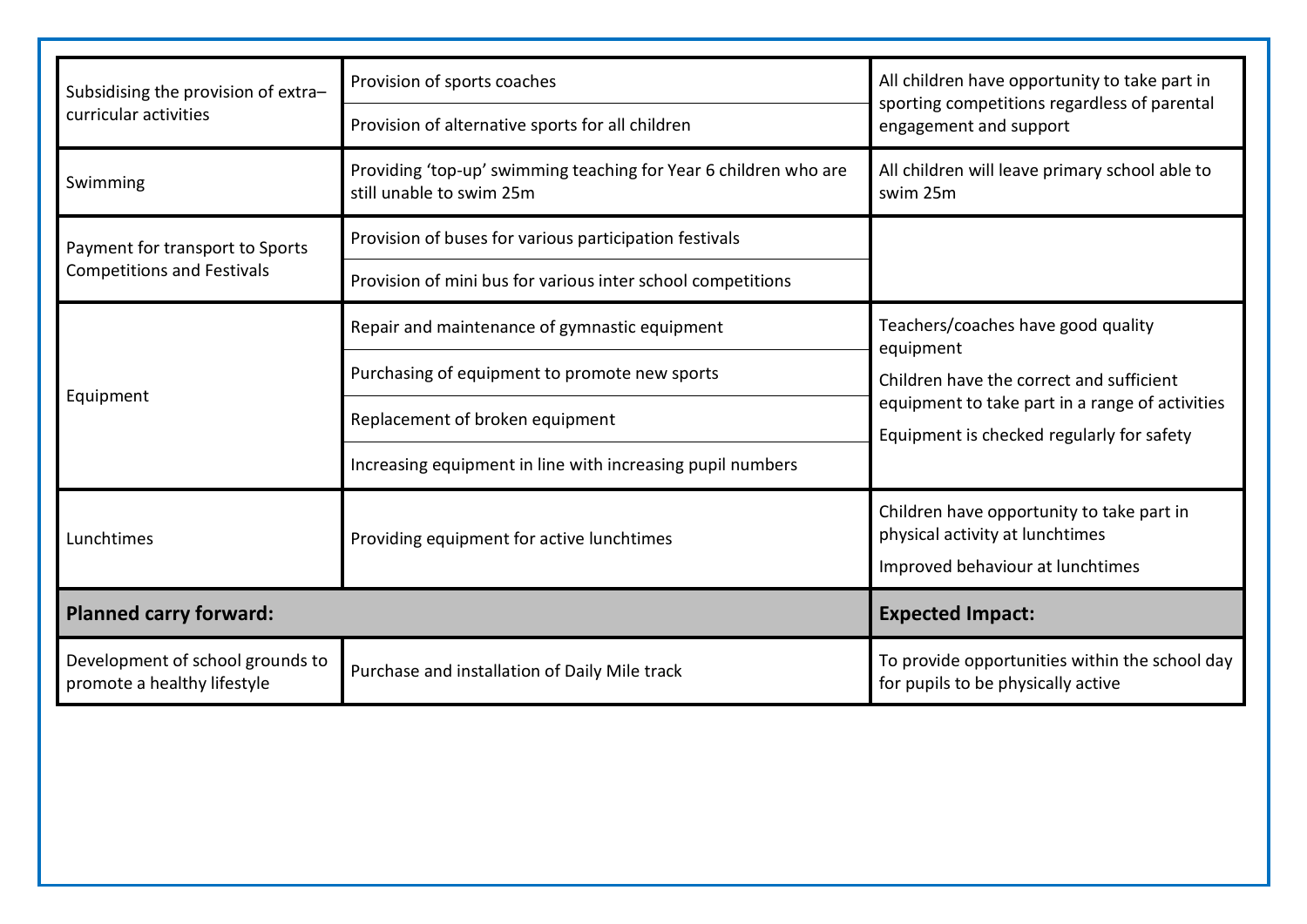| | | |
|---|---|---|
| Subsidising the provision of extra–curricular activities | Provision of sports coaches | All children have opportunity to take part in sporting competitions regardless of parental engagement and support |
| | Provision of alternative sports for all children | |
| Swimming | Providing 'top-up' swimming teaching for Year 6 children who are still unable to swim 25m | All children will leave primary school able to swim 25m |
| Payment for transport to Sports Competitions and Festivals | Provision of buses for various participation festivals | |
| | Provision of mini bus for various inter school competitions | |
| Equipment | Repair and maintenance of gymnastic equipment | Teachers/coaches have good quality equipment<br>Children have the correct and sufficient equipment to take part in a range of activities<br>Equipment is checked regularly for safety |
| | Purchasing of equipment to promote new sports | |
| | Replacement of broken equipment | |
| | Increasing equipment in line with increasing pupil numbers | |
| Lunchtimes | Providing equipment for active lunchtimes | Children have opportunity to take part in physical activity at lunchtimes<br>Improved behaviour at lunchtimes |
| **Planned carry forward:** | | **Expected Impact:** |
| Development of school grounds to promote a healthy lifestyle | Purchase and installation of Daily Mile track | To provide opportunities within the school day for pupils to be physically active |